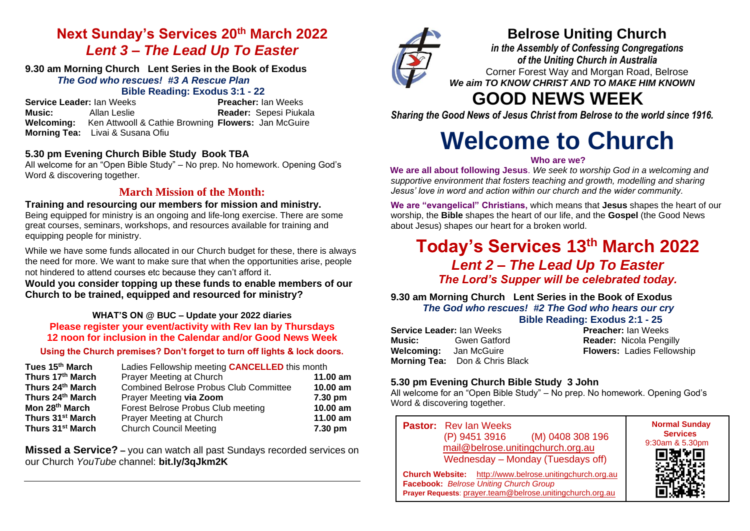## Next Sunday's Services 20th March 2022

### *Lent 3 – The Lead Up To Easter*

**9.30 am Morning Church Lent Series in the Book of Exodus**

***The God who rescues! #3 A Rescue Plan***

**Bible Reading: Exodus 3:1 - 22**

**Service Leader:** Ian Weeks
**Preacher:** Ian Weeks
**Music:** Allan Leslie
**Reader:** Sepesi Piukala
**Welcoming:** Ken Attwooll & Cathie Browning
**Flowers:** Jan McGuire
**Morning Tea:** Livai & Susana Ofiu

**5.30 pm Evening Church Bible Study Book TBA**

All welcome for an "Open Bible Study" – No prep. No homework. Opening God's Word & discovering together.

### March Mission of the Month:

**Training and resourcing our members for mission and ministry.**

Being equipped for ministry is an ongoing and life-long exercise. There are some great courses, seminars, workshops, and resources available for training and equipping people for ministry.

While we have some funds allocated in our Church budget for these, there is always the need for more. We want to make sure that when the opportunities arise, people not hindered to attend courses etc because they can't afford it.

**Would you consider topping up these funds to enable members of our Church to be trained, equipped and resourced for ministry?**

**WHAT'S ON @ BUC – Update your 2022 diaries**

**Please register your event/activity with Rev Ian by Thursdays 12 noon for inclusion in the Calendar and/or Good News Week**

**Using the Church premises? Don't forget to turn off lights & lock doors.**

| | | |
|---|---|---|
| **Tues 15th March** | Ladies Fellowship meeting **CANCELLED** this month | |
| **Thurs 17th March** | Prayer Meeting at Church | **11.00 am** |
| **Thurs 24th March** | Combined Belrose Probus Club Committee | **10.00 am** |
| **Thurs 24th March** | Prayer Meeting **via Zoom** | **7.30 pm** |
| **Mon 28th March** | Forest Belrose Probus Club meeting | **10.00 am** |
| **Thurs 31st March** | Prayer Meeting at Church | **11.00 am** |
| **Thurs 31st March** | Church Council Meeting | **7.30 pm** |

**Missed a Service? –** you can watch all past Sundays recorded services on our Church *YouTube* channel: **bit.ly/3qJkm2K**

# Belrose Uniting Church

***in the Assembly of Confessing Congregations of the Uniting Church in Australia***

Corner Forest Way and Morgan Road, Belrose

***We aim TO KNOW CHRIST AND TO MAKE HIM KNOWN***

# GOOD NEWS WEEK

***Sharing the Good News of Jesus Christ from Belrose to the world since 1916.***

# Welcome to Church

**Who are we?**

**We are all about following Jesus**. *We seek to worship God in a welcoming and supportive environment that fosters teaching and growth, modelling and sharing Jesus' love in word and action within our church and the wider community.*

**We are "evangelical" Christians,** which means that **Jesus** shapes the heart of our worship, the **Bible** shapes the heart of our life, and the **Gospel** (the Good News about Jesus) shapes our heart for a broken world.

## Today's Services 13th March 2022

### *Lent 2 – The Lead Up To Easter*

***The Lord's Supper will be celebrated today.***

**9.30 am Morning Church Lent Series in the Book of Exodus**

***The God who rescues! #2 The God who hears our cry***

**Bible Reading: Exodus 2:1 - 25**

**Service Leader:** Ian Weeks
**Preacher:** Ian Weeks
**Music:** Gwen Gatford
**Reader:** Nicola Pengilly
**Welcoming:** Jan McGuire
**Flowers:** Ladies Fellowship
**Morning Tea:** Don & Chris Black

**5.30 pm Evening Church Bible Study 3 John**

All welcome for an "Open Bible Study" – No prep. No homework. Opening God's Word & discovering together.

**Pastor:** Rev Ian Weeks
(P) 9451 3916 (M) 0408 308 196
mail@belrose.unitingchurch.org.au
Wednesday – Monday (Tuesdays off)

**Church Website:** http://www.belrose.unitingchurch.org.au
**Facebook:** *Belrose Uniting Church Group*
**Prayer Requests**: prayer.team@belrose.unitingchurch.org.au

**Normal Sunday Services**
9:30am & 5.30pm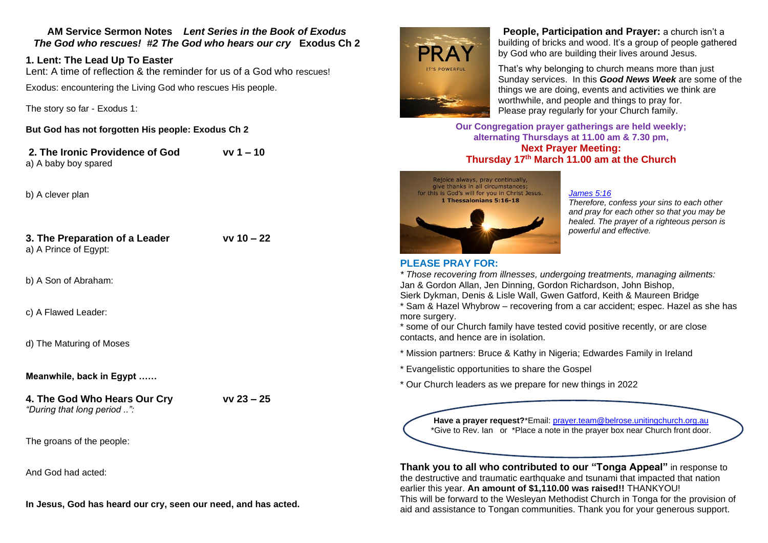**AM Service Sermon Notes** ***Lent Series in the Book of Exodus***
***The God who rescues! #2 The God who hears our cry*** **Exodus Ch 2**

### 1. Lent: The Lead Up To Easter

Lent: A time of reflection & the reminder for us of a God who rescues!

Exodus: encountering the Living God who rescues His people.

The story so far - Exodus 1:

**But God has not forgotten His people: Exodus Ch 2**

### 2. The Ironic Providence of God vv 1 – 10

a) A baby boy spared

b) A clever plan

### 3. The Preparation of a Leader vv 10 – 22

a) A Prince of Egypt:

b) A Son of Abraham:

c) A Flawed Leader:

d) The Maturing of Moses

**Meanwhile, back in Egypt ……**

### 4. The God Who Hears Our Cry vv 23 – 25

*"During that long period ..":*

The groans of the people:

And God had acted:

**In Jesus, God has heard our cry, seen our need, and has acted.**

**People, Participation and Prayer:** a church isn't a building of bricks and wood. It's a group of people gathered by God who are building their lives around Jesus.

That's why belonging to church means more than just Sunday services. In this ***Good News Week*** are some of the things we are doing, events and activities we think are worthwhile, and people and things to pray for. Please pray regularly for your Church family.

**Our Congregation prayer gatherings are held weekly; alternating Thursdays at 11.00 am & 7.30 pm,**
**Next Prayer Meeting:**
**Thursday 17th March 11.00 am at the Church**

Rejoice always, pray continually, give thanks in all circumstances; for this is God's will for you in Christ Jesus.
1 Thessalonians 5:16-18

*James 5:16*
*Therefore, confess your sins to each other and pray for each other so that you may be healed. The prayer of a righteous person is powerful and effective.*

### PLEASE PRAY FOR:

\* *Those recovering from illnesses, undergoing treatments, managing ailments:* Jan & Gordon Allan, Jen Dinning, Gordon Richardson, John Bishop, Sierk Dykman, Denis & Lisle Wall, Gwen Gatford, Keith & Maureen Bridge

\* Sam & Hazel Whybrow – recovering from a car accident; espec. Hazel as she has more surgery.

\* some of our Church family have tested covid positive recently, or are close contacts, and hence are in isolation.

\* Mission partners: Bruce & Kathy in Nigeria; Edwardes Family in Ireland

\* Evangelistic opportunities to share the Gospel

\* Our Church leaders as we prepare for new things in 2022

**Have a prayer request?***Email: prayer.team@belrose.unitingchurch.org.au
*Give to Rev. Ian or *Place a note in the prayer box near Church front door.

**Thank you to all who contributed to our "Tonga Appeal"** in response to the destructive and traumatic earthquake and tsunami that impacted that nation earlier this year. **An amount of $1,110.00 was raised!!** THANKYOU!
This will be forward to the Wesleyan Methodist Church in Tonga for the provision of aid and assistance to Tongan communities. Thank you for your generous support.